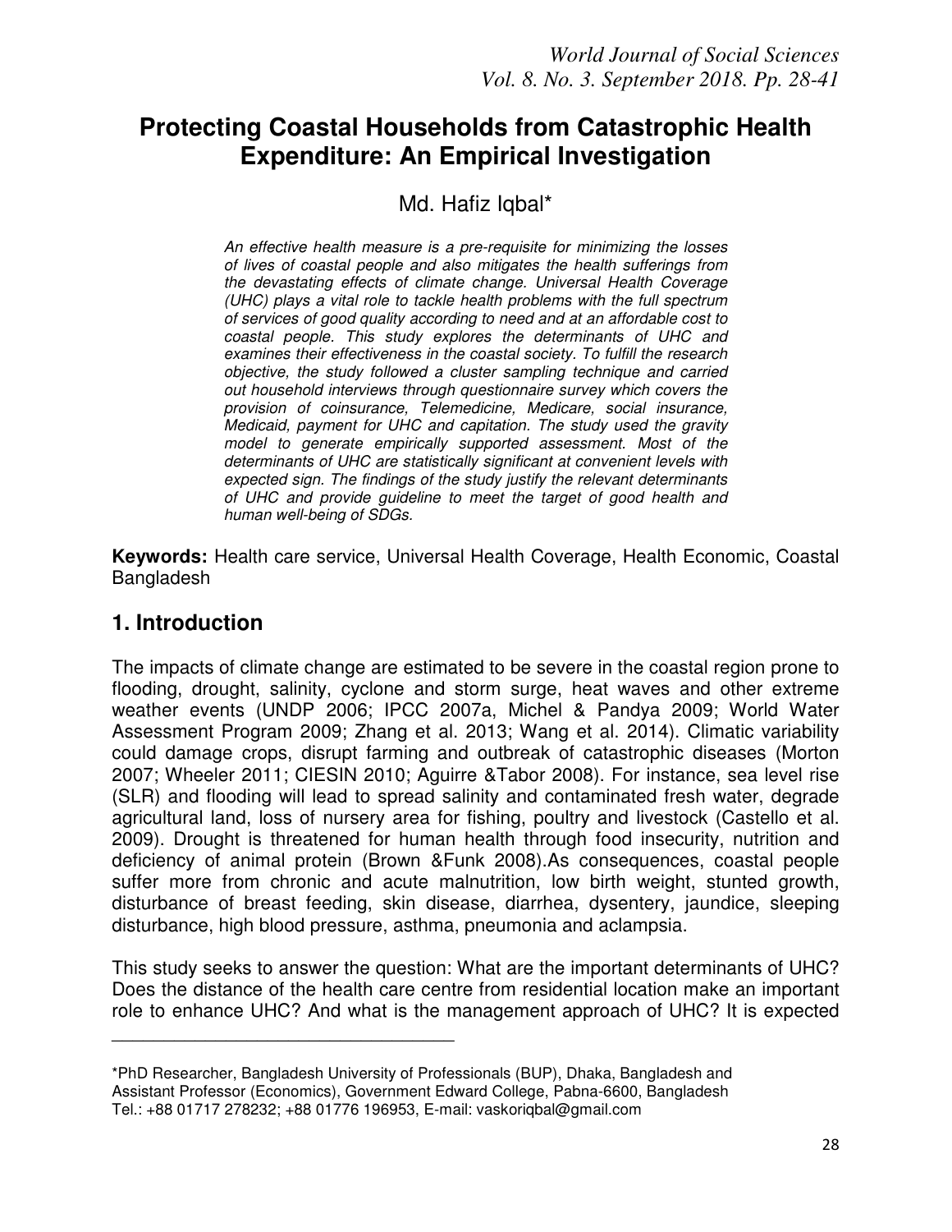# Protecting Coastal Households from Catastrophic Health Expenditure: An Empirical Investigation

Md. Hafiz Iqbal*

*An effective health measure is a pre-requisite for minimizing the losses of lives of coastal people and also mitigates the health sufferings from the devastating effects of climate change. Universal Health Coverage (UHC) plays a vital role to tackle health problems with the full spectrum of services of good quality according to need and at an affordable cost to coastal people. This study explores the determinants of UHC and examines their effectiveness in the coastal society. To fulfill the research objective, the study followed a cluster sampling technique and carried out household interviews through questionnaire survey which covers the provision of coinsurance, Telemedicine, Medicare, social insurance, Medicaid, payment for UHC and capitation. The study used the gravity model to generate empirically supported assessment. Most of the determinants of UHC are statistically significant at convenient levels with expected sign. The findings of the study justify the relevant determinants of UHC and provide guideline to meet the target of good health and human well-being of SDGs.*

**Keywords:** Health care service, Universal Health Coverage, Health Economic, Coastal Bangladesh

## 1. Introduction

The impacts of climate change are estimated to be severe in the coastal region prone to flooding, drought, salinity, cyclone and storm surge, heat waves and other extreme weather events (UNDP 2006; IPCC 2007a, Michel & Pandya 2009; World Water Assessment Program 2009; Zhang et al. 2013; Wang et al. 2014). Climatic variability could damage crops, disrupt farming and outbreak of catastrophic diseases (Morton 2007; Wheeler 2011; CIESIN 2010; Aguirre &Tabor 2008). For instance, sea level rise (SLR) and flooding will lead to spread salinity and contaminated fresh water, degrade agricultural land, loss of nursery area for fishing, poultry and livestock (Castello et al. 2009). Drought is threatened for human health through food insecurity, nutrition and deficiency of animal protein (Brown &Funk 2008).As consequences, coastal people suffer more from chronic and acute malnutrition, low birth weight, stunted growth, disturbance of breast feeding, skin disease, diarrhea, dysentery, jaundice, sleeping disturbance, high blood pressure, asthma, pneumonia and aclampsia.

This study seeks to answer the question: What are the important determinants of UHC? Does the distance of the health care centre from residential location make an important role to enhance UHC? And what is the management approach of UHC? It is expected

---

*PhD Researcher, Bangladesh University of Professionals (BUP), Dhaka, Bangladesh and Assistant Professor (Economics), Government Edward College, Pabna-6600, Bangladesh Tel.: +88 01717 278232; +88 01776 196953, E-mail: vaskoriqbal@gmail.com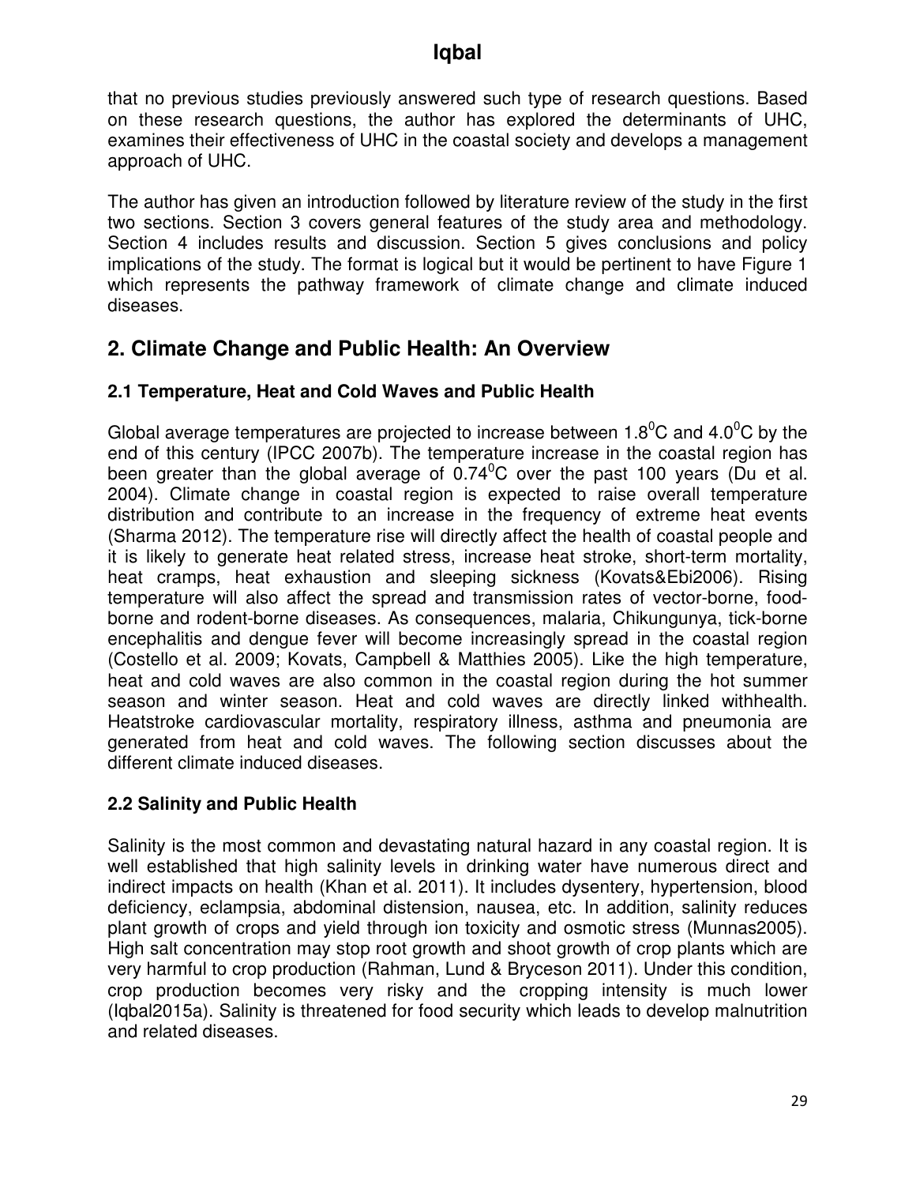that no previous studies previously answered such type of research questions. Based on these research questions, the author has explored the determinants of UHC, examines their effectiveness of UHC in the coastal society and develops a management approach of UHC.

The author has given an introduction followed by literature review of the study in the first two sections. Section 3 covers general features of the study area and methodology. Section 4 includes results and discussion. Section 5 gives conclusions and policy implications of the study. The format is logical but it would be pertinent to have Figure 1 which represents the pathway framework of climate change and climate induced diseases.

## 2. Climate Change and Public Health: An Overview

### 2.1 Temperature, Heat and Cold Waves and Public Health

Global average temperatures are projected to increase between $1.8^0$C and $4.0^0$C by the end of this century (IPCC 2007b). The temperature increase in the coastal region has been greater than the global average of $0.74^0$C over the past 100 years (Du et al. 2004). Climate change in coastal region is expected to raise overall temperature distribution and contribute to an increase in the frequency of extreme heat events (Sharma 2012). The temperature rise will directly affect the health of coastal people and it is likely to generate heat related stress, increase heat stroke, short-term mortality, heat cramps, heat exhaustion and sleeping sickness (Kovats&Ebi2006). Rising temperature will also affect the spread and transmission rates of vector-borne, food-borne and rodent-borne diseases. As consequences, malaria, Chikungunya, tick-borne encephalitis and dengue fever will become increasingly spread in the coastal region (Costello et al. 2009; Kovats, Campbell & Matthies 2005). Like the high temperature, heat and cold waves are also common in the coastal region during the hot summer season and winter season. Heat and cold waves are directly linked withhealth. Heatstroke cardiovascular mortality, respiratory illness, asthma and pneumonia are generated from heat and cold waves. The following section discusses about the different climate induced diseases.

### 2.2 Salinity and Public Health

Salinity is the most common and devastating natural hazard in any coastal region. It is well established that high salinity levels in drinking water have numerous direct and indirect impacts on health (Khan et al. 2011). It includes dysentery, hypertension, blood deficiency, eclampsia, abdominal distension, nausea, etc. In addition, salinity reduces plant growth of crops and yield through ion toxicity and osmotic stress (Munnas2005). High salt concentration may stop root growth and shoot growth of crop plants which are very harmful to crop production (Rahman, Lund & Bryceson 2011). Under this condition, crop production becomes very risky and the cropping intensity is much lower (Iqbal2015a). Salinity is threatened for food security which leads to develop malnutrition and related diseases.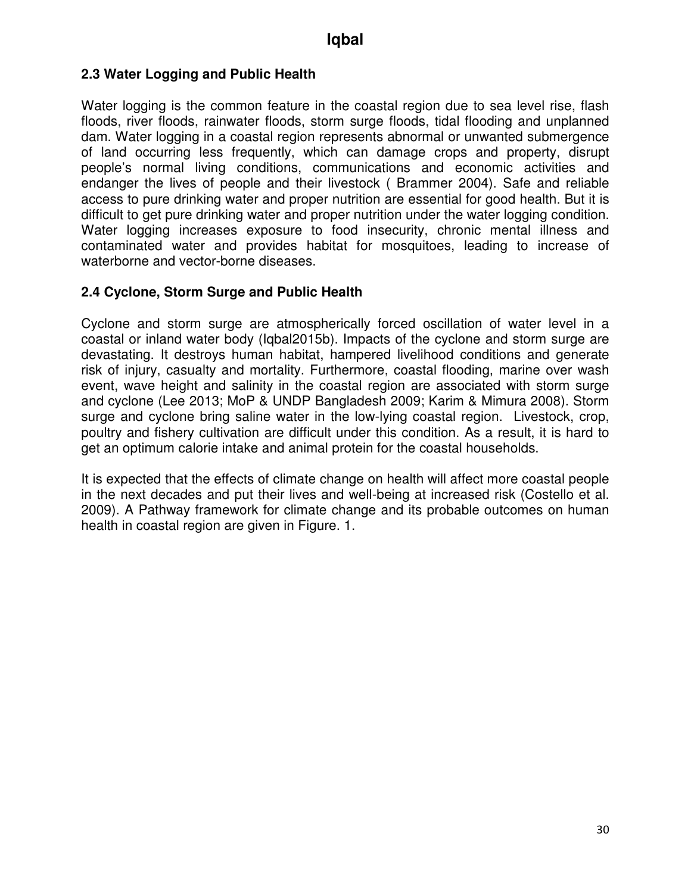### 2.3 Water Logging and Public Health

Water logging is the common feature in the coastal region due to sea level rise, flash floods, river floods, rainwater floods, storm surge floods, tidal flooding and unplanned dam. Water logging in a coastal region represents abnormal or unwanted submergence of land occurring less frequently, which can damage crops and property, disrupt people's normal living conditions, communications and economic activities and endanger the lives of people and their livestock ( Brammer 2004). Safe and reliable access to pure drinking water and proper nutrition are essential for good health. But it is difficult to get pure drinking water and proper nutrition under the water logging condition. Water logging increases exposure to food insecurity, chronic mental illness and contaminated water and provides habitat for mosquitoes, leading to increase of waterborne and vector-borne diseases.

### 2.4 Cyclone, Storm Surge and Public Health

Cyclone and storm surge are atmospherically forced oscillation of water level in a coastal or inland water body (Iqbal2015b). Impacts of the cyclone and storm surge are devastating. It destroys human habitat, hampered livelihood conditions and generate risk of injury, casualty and mortality. Furthermore, coastal flooding, marine over wash event, wave height and salinity in the coastal region are associated with storm surge and cyclone (Lee 2013; MoP & UNDP Bangladesh 2009; Karim & Mimura 2008). Storm surge and cyclone bring saline water in the low-lying coastal region. Livestock, crop, poultry and fishery cultivation are difficult under this condition. As a result, it is hard to get an optimum calorie intake and animal protein for the coastal households.

It is expected that the effects of climate change on health will affect more coastal people in the next decades and put their lives and well-being at increased risk (Costello et al. 2009). A Pathway framework for climate change and its probable outcomes on human health in coastal region are given in Figure. 1.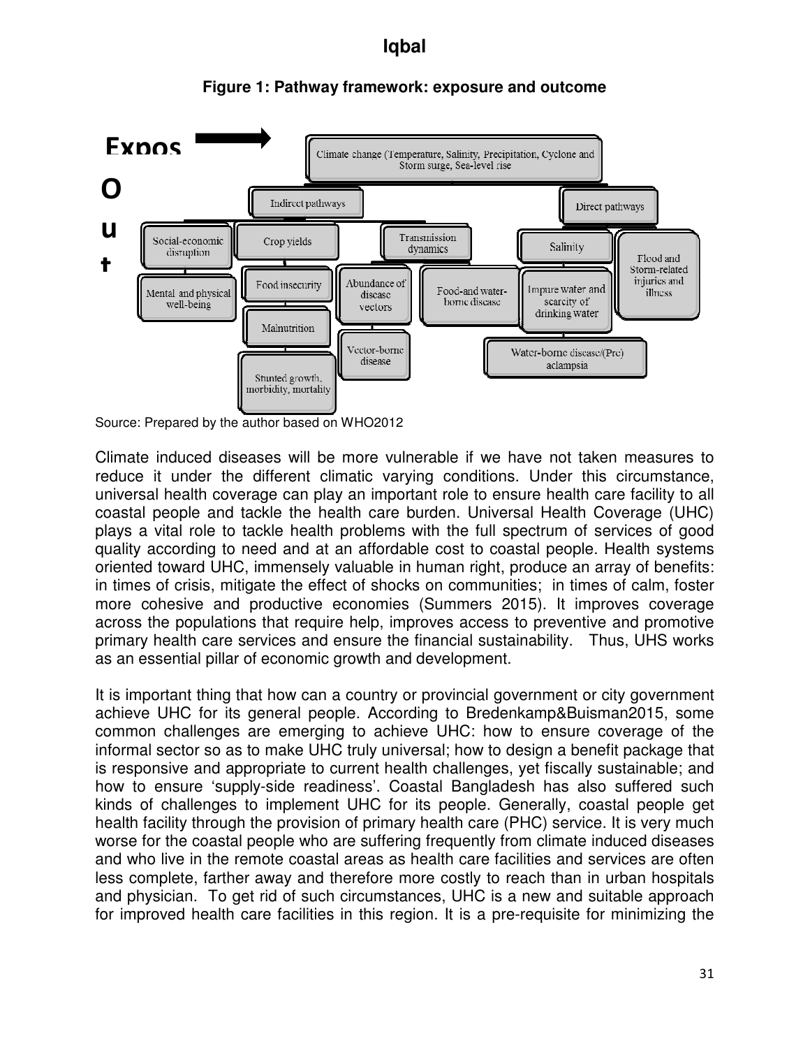**Figure 1: Pathway framework: exposure and outcome**

Expos

Out

Climate change (Temperature, Salinity, Precipitation, Cyclone and Storm surge, Sea-level rise

Indirect pathways

Direct pathways

Social-economic disruption

Mental and physical well-being

Crop yields

Food insecurity

Malnutrition

Stunted growth, morbidity, mortality

Transmission dynamics

Abundance of disease vectors

Vector-borne disease

Food-and water-borne disease

Salinity

Impure water and scarcity of drinking water

Water-borne disease/(Pre) aclampsia

Flood and Storm-related injuries and illness

Source: Prepared by the author based on WHO2012

Climate induced diseases will be more vulnerable if we have not taken measures to reduce it under the different climatic varying conditions. Under this circumstance, universal health coverage can play an important role to ensure health care facility to all coastal people and tackle the health care burden. Universal Health Coverage (UHC) plays a vital role to tackle health problems with the full spectrum of services of good quality according to need and at an affordable cost to coastal people. Health systems oriented toward UHC, immensely valuable in human right, produce an array of benefits: in times of crisis, mitigate the effect of shocks on communities; in times of calm, foster more cohesive and productive economies (Summers 2015). It improves coverage across the populations that require help, improves access to preventive and promotive primary health care services and ensure the financial sustainability. Thus, UHS works as an essential pillar of economic growth and development.

It is important thing that how can a country or provincial government or city government achieve UHC for its general people. According to Bredenkamp&Buisman2015, some common challenges are emerging to achieve UHC: how to ensure coverage of the informal sector so as to make UHC truly universal; how to design a benefit package that is responsive and appropriate to current health challenges, yet fiscally sustainable; and how to ensure 'supply-side readiness'. Coastal Bangladesh has also suffered such kinds of challenges to implement UHC for its people. Generally, coastal people get health facility through the provision of primary health care (PHC) service. It is very much worse for the coastal people who are suffering frequently from climate induced diseases and who live in the remote coastal areas as health care facilities and services are often less complete, farther away and therefore more costly to reach than in urban hospitals and physician. To get rid of such circumstances, UHC is a new and suitable approach for improved health care facilities in this region. It is a pre-requisite for minimizing the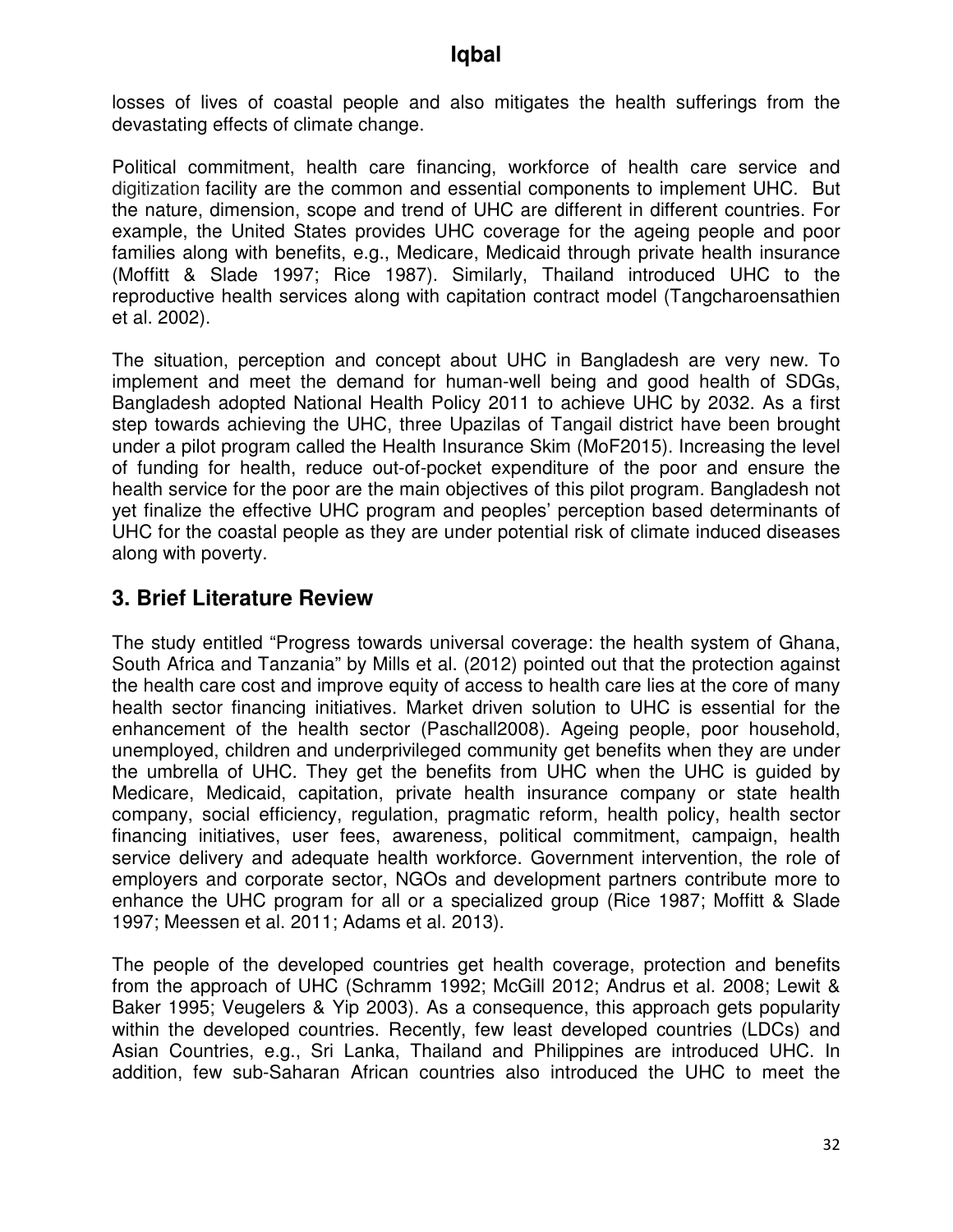losses of lives of coastal people and also mitigates the health sufferings from the devastating effects of climate change.

Political commitment, health care financing, workforce of health care service and digitization facility are the common and essential components to implement UHC. But the nature, dimension, scope and trend of UHC are different in different countries. For example, the United States provides UHC coverage for the ageing people and poor families along with benefits, e.g., Medicare, Medicaid through private health insurance (Moffitt & Slade 1997; Rice 1987). Similarly, Thailand introduced UHC to the reproductive health services along with capitation contract model (Tangcharoensathien et al. 2002).

The situation, perception and concept about UHC in Bangladesh are very new. To implement and meet the demand for human-well being and good health of SDGs, Bangladesh adopted National Health Policy 2011 to achieve UHC by 2032. As a first step towards achieving the UHC, three Upazilas of Tangail district have been brought under a pilot program called the Health Insurance Skim (MoF2015). Increasing the level of funding for health, reduce out-of-pocket expenditure of the poor and ensure the health service for the poor are the main objectives of this pilot program. Bangladesh not yet finalize the effective UHC program and peoples' perception based determinants of UHC for the coastal people as they are under potential risk of climate induced diseases along with poverty.

## 3. Brief Literature Review

The study entitled "Progress towards universal coverage: the health system of Ghana, South Africa and Tanzania" by Mills et al. (2012) pointed out that the protection against the health care cost and improve equity of access to health care lies at the core of many health sector financing initiatives. Market driven solution to UHC is essential for the enhancement of the health sector (Paschall2008). Ageing people, poor household, unemployed, children and underprivileged community get benefits when they are under the umbrella of UHC. They get the benefits from UHC when the UHC is guided by Medicare, Medicaid, capitation, private health insurance company or state health company, social efficiency, regulation, pragmatic reform, health policy, health sector financing initiatives, user fees, awareness, political commitment, campaign, health service delivery and adequate health workforce. Government intervention, the role of employers and corporate sector, NGOs and development partners contribute more to enhance the UHC program for all or a specialized group (Rice 1987; Moffitt & Slade 1997; Meessen et al. 2011; Adams et al. 2013).

The people of the developed countries get health coverage, protection and benefits from the approach of UHC (Schramm 1992; McGill 2012; Andrus et al. 2008; Lewit & Baker 1995; Veugelers & Yip 2003). As a consequence, this approach gets popularity within the developed countries. Recently, few least developed countries (LDCs) and Asian Countries, e.g., Sri Lanka, Thailand and Philippines are introduced UHC. In addition, few sub-Saharan African countries also introduced the UHC to meet the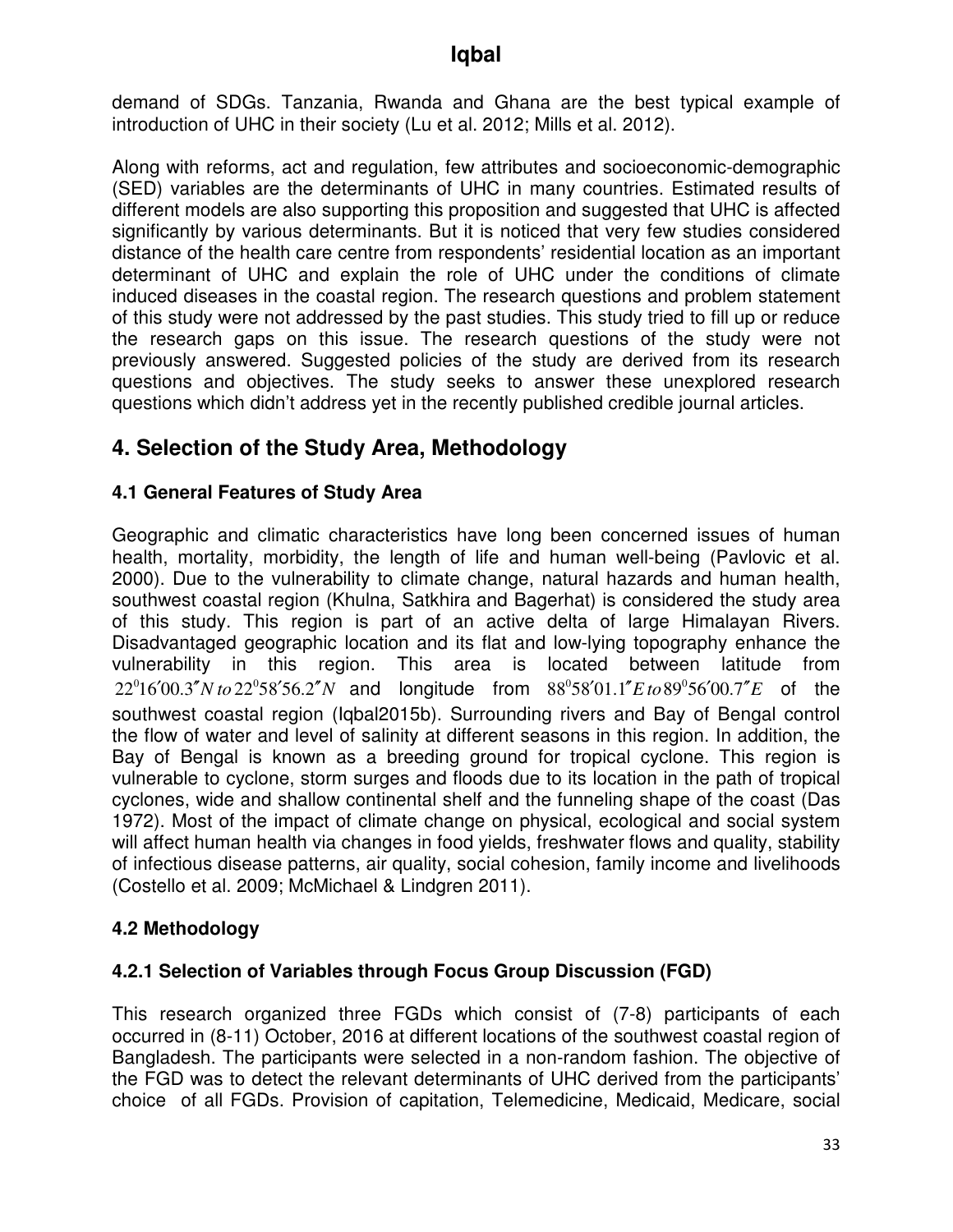demand of SDGs. Tanzania, Rwanda and Ghana are the best typical example of introduction of UHC in their society (Lu et al. 2012; Mills et al. 2012).

Along with reforms, act and regulation, few attributes and socioeconomic-demographic (SED) variables are the determinants of UHC in many countries. Estimated results of different models are also supporting this proposition and suggested that UHC is affected significantly by various determinants. But it is noticed that very few studies considered distance of the health care centre from respondents' residential location as an important determinant of UHC and explain the role of UHC under the conditions of climate induced diseases in the coastal region. The research questions and problem statement of this study were not addressed by the past studies. This study tried to fill up or reduce the research gaps on this issue. The research questions of the study were not previously answered. Suggested policies of the study are derived from its research questions and objectives. The study seeks to answer these unexplored research questions which didn't address yet in the recently published credible journal articles.

## 4. Selection of the Study Area, Methodology

### 4.1 General Features of Study Area

Geographic and climatic characteristics have long been concerned issues of human health, mortality, morbidity, the length of life and human well-being (Pavlovic et al. 2000). Due to the vulnerability to climate change, natural hazards and human health, southwest coastal region (Khulna, Satkhira and Bagerhat) is considered the study area of this study. This region is part of an active delta of large Himalayan Rivers. Disadvantaged geographic location and its flat and low-lying topography enhance the vulnerability in this region. This area is located between latitude from $22^{0}16'00.3''N\ to\ 22^{0}58'56.2''N$ and longitude from $88^{0}58'01.1''E\ to\ 89^{0}56'00.7''E$ of the southwest coastal region (Iqbal2015b). Surrounding rivers and Bay of Bengal control the flow of water and level of salinity at different seasons in this region. In addition, the Bay of Bengal is known as a breeding ground for tropical cyclone. This region is vulnerable to cyclone, storm surges and floods due to its location in the path of tropical cyclones, wide and shallow continental shelf and the funneling shape of the coast (Das 1972). Most of the impact of climate change on physical, ecological and social system will affect human health via changes in food yields, freshwater flows and quality, stability of infectious disease patterns, air quality, social cohesion, family income and livelihoods (Costello et al. 2009; McMichael & Lindgren 2011).

### 4.2 Methodology

#### 4.2.1 Selection of Variables through Focus Group Discussion (FGD)

This research organized three FGDs which consist of (7-8) participants of each occurred in (8-11) October, 2016 at different locations of the southwest coastal region of Bangladesh. The participants were selected in a non-random fashion. The objective of the FGD was to detect the relevant determinants of UHC derived from the participants' choice of all FGDs. Provision of capitation, Telemedicine, Medicaid, Medicare, social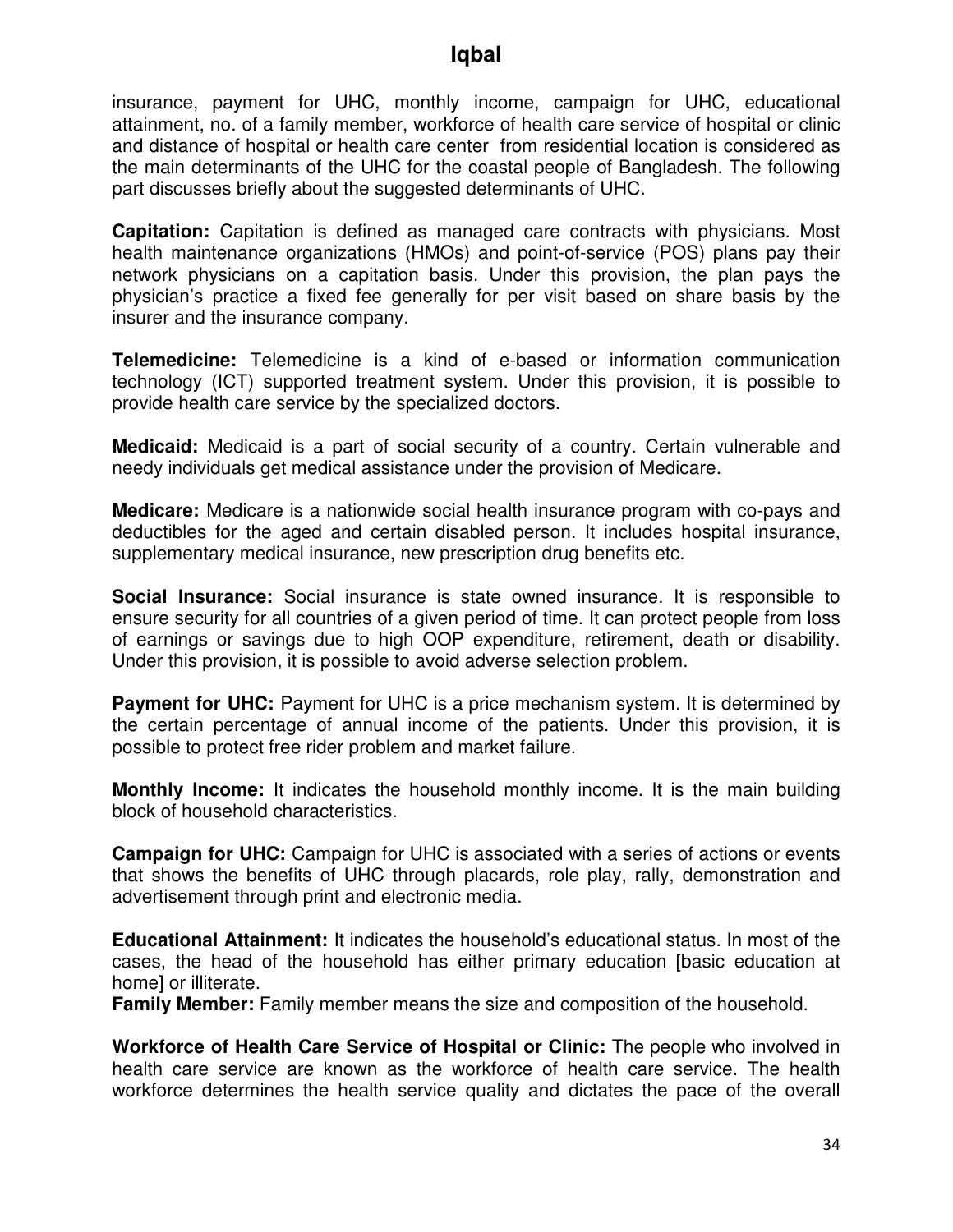insurance, payment for UHC, monthly income, campaign for UHC, educational attainment, no. of a family member, workforce of health care service of hospital or clinic and distance of hospital or health care center from residential location is considered as the main determinants of the UHC for the coastal people of Bangladesh. The following part discusses briefly about the suggested determinants of UHC.

**Capitation:** Capitation is defined as managed care contracts with physicians. Most health maintenance organizations (HMOs) and point-of-service (POS) plans pay their network physicians on a capitation basis. Under this provision, the plan pays the physician's practice a fixed fee generally for per visit based on share basis by the insurer and the insurance company.

**Telemedicine:** Telemedicine is a kind of e-based or information communication technology (ICT) supported treatment system. Under this provision, it is possible to provide health care service by the specialized doctors.

**Medicaid:** Medicaid is a part of social security of a country. Certain vulnerable and needy individuals get medical assistance under the provision of Medicare.

**Medicare:** Medicare is a nationwide social health insurance program with co-pays and deductibles for the aged and certain disabled person. It includes hospital insurance, supplementary medical insurance, new prescription drug benefits etc.

**Social Insurance:** Social insurance is state owned insurance. It is responsible to ensure security for all countries of a given period of time. It can protect people from loss of earnings or savings due to high OOP expenditure, retirement, death or disability. Under this provision, it is possible to avoid adverse selection problem.

**Payment for UHC:** Payment for UHC is a price mechanism system. It is determined by the certain percentage of annual income of the patients. Under this provision, it is possible to protect free rider problem and market failure.

**Monthly Income:** It indicates the household monthly income. It is the main building block of household characteristics.

**Campaign for UHC:** Campaign for UHC is associated with a series of actions or events that shows the benefits of UHC through placards, role play, rally, demonstration and advertisement through print and electronic media.

**Educational Attainment:** It indicates the household's educational status. In most of the cases, the head of the household has either primary education [basic education at home] or illiterate.

**Family Member:** Family member means the size and composition of the household.

**Workforce of Health Care Service of Hospital or Clinic:** The people who involved in health care service are known as the workforce of health care service. The health workforce determines the health service quality and dictates the pace of the overall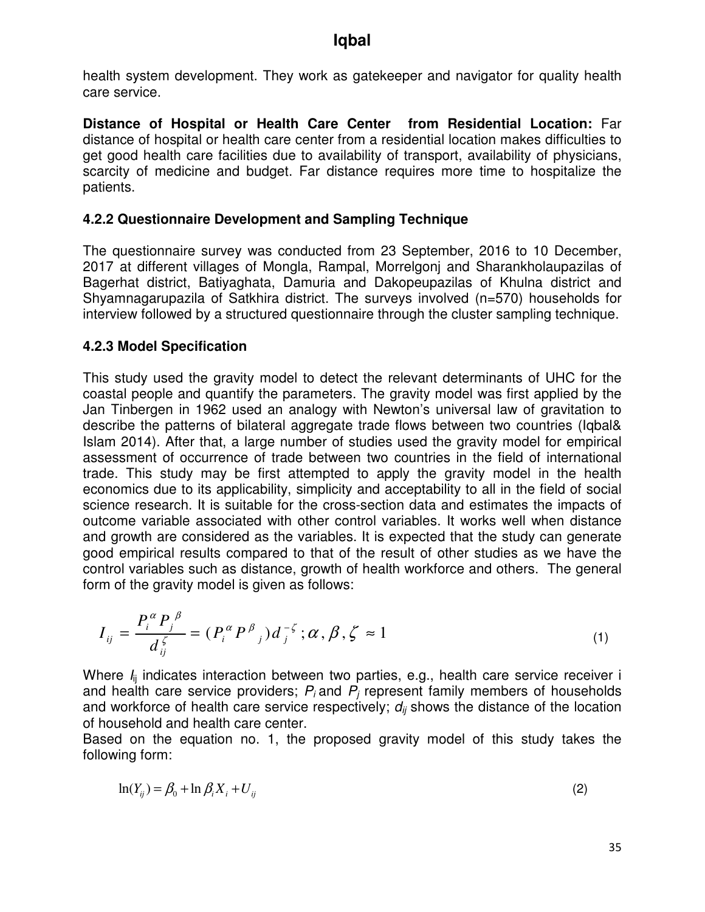health system development. They work as gatekeeper and navigator for quality health care service.

**Distance of Hospital or Health Care Center from Residential Location:** Far distance of hospital or health care center from a residential location makes difficulties to get good health care facilities due to availability of transport, availability of physicians, scarcity of medicine and budget. Far distance requires more time to hospitalize the patients.

### 4.2.2 Questionnaire Development and Sampling Technique

The questionnaire survey was conducted from 23 September, 2016 to 10 December, 2017 at different villages of Mongla, Rampal, Morrelgonj and Sharankholaupazilas of Bagerhat district, Batiyaghata, Damuria and Dakopeupazilas of Khulna district and Shyamnagarupazila of Satkhira district. The surveys involved (n=570) households for interview followed by a structured questionnaire through the cluster sampling technique.

### 4.2.3 Model Specification

This study used the gravity model to detect the relevant determinants of UHC for the coastal people and quantify the parameters. The gravity model was first applied by the Jan Tinbergen in 1962 used an analogy with Newton's universal law of gravitation to describe the patterns of bilateral aggregate trade flows between two countries (Iqbal& Islam 2014). After that, a large number of studies used the gravity model for empirical assessment of occurrence of trade between two countries in the field of international trade. This study may be first attempted to apply the gravity model in the health economics due to its applicability, simplicity and acceptability to all in the field of social science research. It is suitable for the cross-section data and estimates the impacts of outcome variable associated with other control variables. It works well when distance and growth are considered as the variables. It is expected that the study can generate good empirical results compared to that of the result of other studies as we have the control variables such as distance, growth of health workforce and others. The general form of the gravity model is given as follows:

$$I_{ij} = \frac{P_i^{\alpha} P_j^{\beta}}{d_{ij}^{\zeta}} = (P_i^{\alpha} P^{\beta}{}_j) d_j^{-\zeta}; \alpha, \beta, \zeta \approx 1 \tag{1}$$

Where $I_{ij}$ indicates interaction between two parties, e.g., health care service receiver i and health care service providers; $P_i$ and $P_j$ represent family members of households and workforce of health care service respectively; $d_{ij}$ shows the distance of the location of household and health care center.

Based on the equation no. 1, the proposed gravity model of this study takes the following form:

$$\ln(Y_{ij}) = \beta_0 + \ln \beta_i X_i + U_{ij} \tag{2}$$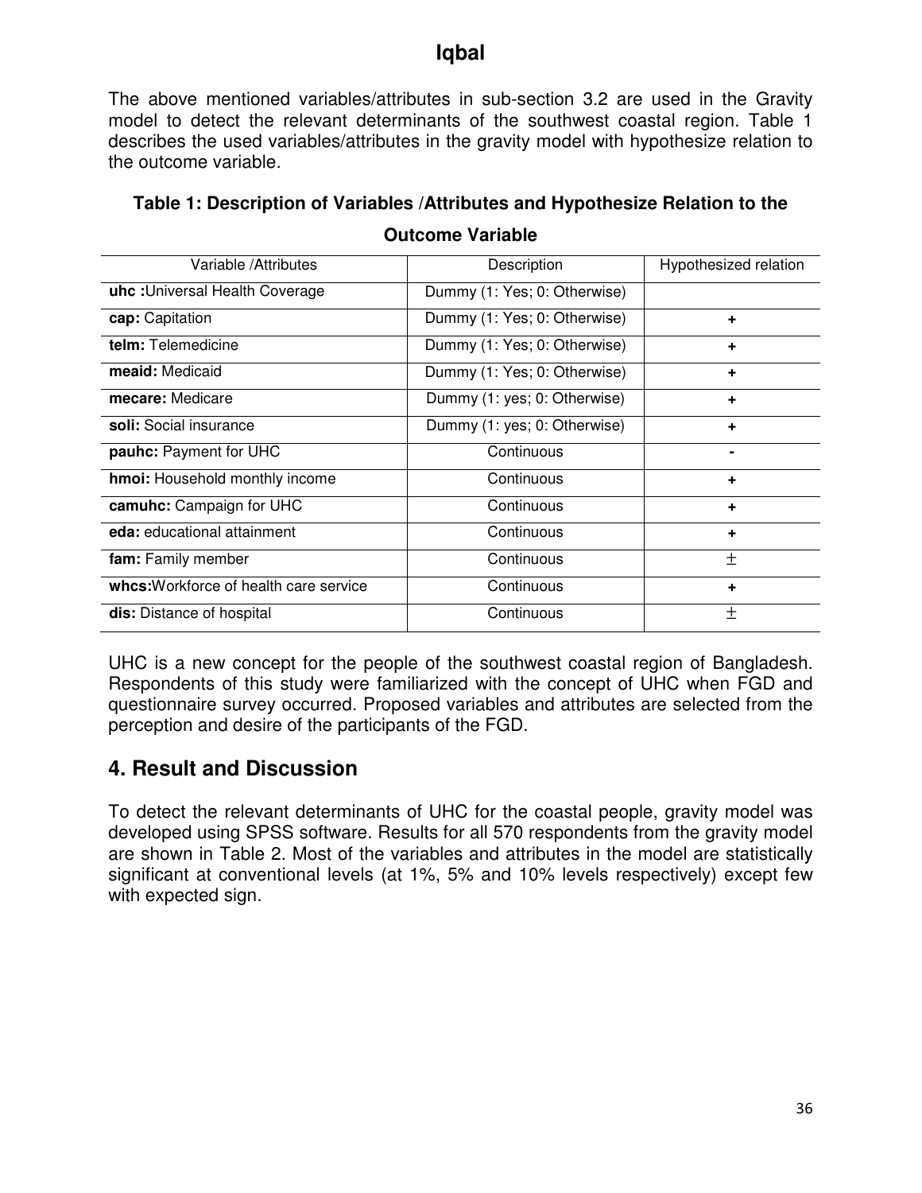The above mentioned variables/attributes in sub-section 3.2 are used in the Gravity model to detect the relevant determinants of the southwest coastal region. Table 1 describes the used variables/attributes in the gravity model with hypothesize relation to the outcome variable.

**Table 1: Description of Variables /Attributes and Hypothesize Relation to the Outcome Variable**

| Variable /Attributes | Description | Hypothesized relation |
|---|---|---|
| **uhc :**Universal Health Coverage | Dummy (1: Yes; 0: Otherwise) | |
| **cap:** Capitation | Dummy (1: Yes; 0: Otherwise) | + |
| **telm:** Telemedicine | Dummy (1: Yes; 0: Otherwise) | + |
| **meaid:** Medicaid | Dummy (1: Yes; 0: Otherwise) | + |
| **mecare:** Medicare | Dummy (1: yes; 0: Otherwise) | + |
| **soli:** Social insurance | Dummy (1: yes; 0: Otherwise) | + |
| **pauhc:** Payment for UHC | Continuous | - |
| **hmoi:** Household monthly income | Continuous | + |
| **camuhc:** Campaign for UHC | Continuous | + |
| **eda:** educational attainment | Continuous | + |
| **fam:** Family member | Continuous | $\pm$ |
| **whcs:**Workforce of health care service | Continuous | + |
| **dis:** Distance of hospital | Continuous | $\pm$ |

UHC is a new concept for the people of the southwest coastal region of Bangladesh. Respondents of this study were familiarized with the concept of UHC when FGD and questionnaire survey occurred. Proposed variables and attributes are selected from the perception and desire of the participants of the FGD.

## 4. Result and Discussion

To detect the relevant determinants of UHC for the coastal people, gravity model was developed using SPSS software. Results for all 570 respondents from the gravity model are shown in Table 2. Most of the variables and attributes in the model are statistically significant at conventional levels (at 1%, 5% and 10% levels respectively) except few with expected sign.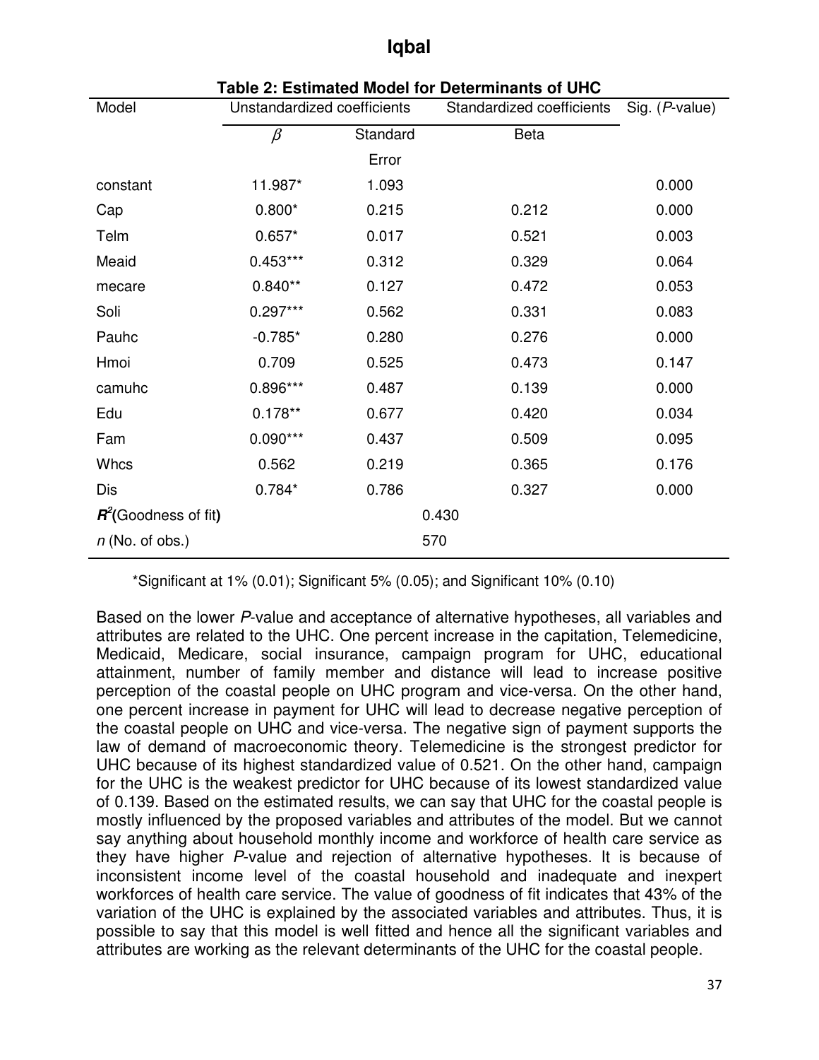**Table 2: Estimated Model for Determinants of UHC**

| Model | Unstandardized coefficients | | Standardized coefficients | Sig. (*P*-value) |
|---|---|---|---|---|
| | $\beta$ | Standard Error | Beta | |
| constant | 11.987* | 1.093 | | 0.000 |
| Cap | 0.800* | 0.215 | 0.212 | 0.000 |
| Telm | 0.657* | 0.017 | 0.521 | 0.003 |
| Meaid | 0.453*** | 0.312 | 0.329 | 0.064 |
| mecare | 0.840** | 0.127 | 0.472 | 0.053 |
| Soli | 0.297*** | 0.562 | 0.331 | 0.083 |
| Pauhc | -0.785* | 0.280 | 0.276 | 0.000 |
| Hmoi | 0.709 | 0.525 | 0.473 | 0.147 |
| camuhc | 0.896*** | 0.487 | 0.139 | 0.000 |
| Edu | 0.178** | 0.677 | 0.420 | 0.034 |
| Fam | 0.090*** | 0.437 | 0.509 | 0.095 |
| Whcs | 0.562 | 0.219 | 0.365 | 0.176 |
| Dis | 0.784* | 0.786 | 0.327 | 0.000 |
| $R^2$(Goodness of fit) | | 0.430 | | |
| *n* (No. of obs.) | | 570 | | |

*Significant at 1% (0.01); Significant 5% (0.05); and Significant 10% (0.10)

Based on the lower *P*-value and acceptance of alternative hypotheses, all variables and attributes are related to the UHC. One percent increase in the capitation, Telemedicine, Medicaid, Medicare, social insurance, campaign program for UHC, educational attainment, number of family member and distance will lead to increase positive perception of the coastal people on UHC program and vice-versa. On the other hand, one percent increase in payment for UHC will lead to decrease negative perception of the coastal people on UHC and vice-versa. The negative sign of payment supports the law of demand of macroeconomic theory. Telemedicine is the strongest predictor for UHC because of its highest standardized value of 0.521. On the other hand, campaign for the UHC is the weakest predictor for UHC because of its lowest standardized value of 0.139. Based on the estimated results, we can say that UHC for the coastal people is mostly influenced by the proposed variables and attributes of the model. But we cannot say anything about household monthly income and workforce of health care service as they have higher *P*-value and rejection of alternative hypotheses. It is because of inconsistent income level of the coastal household and inadequate and inexpert workforces of health care service. The value of goodness of fit indicates that 43% of the variation of the UHC is explained by the associated variables and attributes. Thus, it is possible to say that this model is well fitted and hence all the significant variables and attributes are working as the relevant determinants of the UHC for the coastal people.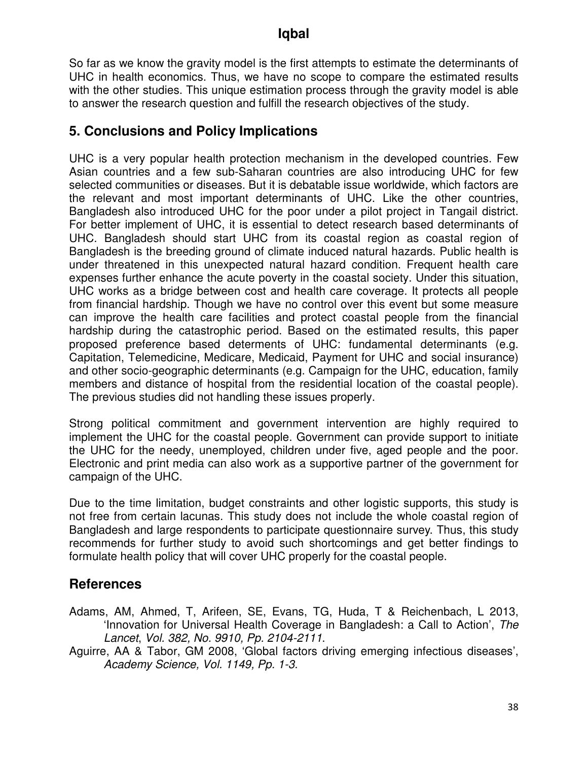So far as we know the gravity model is the first attempts to estimate the determinants of UHC in health economics. Thus, we have no scope to compare the estimated results with the other studies. This unique estimation process through the gravity model is able to answer the research question and fulfill the research objectives of the study.

## 5. Conclusions and Policy Implications

UHC is a very popular health protection mechanism in the developed countries. Few Asian countries and a few sub-Saharan countries are also introducing UHC for few selected communities or diseases. But it is debatable issue worldwide, which factors are the relevant and most important determinants of UHC. Like the other countries, Bangladesh also introduced UHC for the poor under a pilot project in Tangail district. For better implement of UHC, it is essential to detect research based determinants of UHC. Bangladesh should start UHC from its coastal region as coastal region of Bangladesh is the breeding ground of climate induced natural hazards. Public health is under threatened in this unexpected natural hazard condition. Frequent health care expenses further enhance the acute poverty in the coastal society. Under this situation, UHC works as a bridge between cost and health care coverage. It protects all people from financial hardship. Though we have no control over this event but some measure can improve the health care facilities and protect coastal people from the financial hardship during the catastrophic period. Based on the estimated results, this paper proposed preference based determents of UHC: fundamental determinants (e.g. Capitation, Telemedicine, Medicare, Medicaid, Payment for UHC and social insurance) and other socio-geographic determinants (e.g. Campaign for the UHC, education, family members and distance of hospital from the residential location of the coastal people). The previous studies did not handling these issues properly.

Strong political commitment and government intervention are highly required to implement the UHC for the coastal people. Government can provide support to initiate the UHC for the needy, unemployed, children under five, aged people and the poor. Electronic and print media can also work as a supportive partner of the government for campaign of the UHC.

Due to the time limitation, budget constraints and other logistic supports, this study is not free from certain lacunas. This study does not include the whole coastal region of Bangladesh and large respondents to participate questionnaire survey. Thus, this study recommends for further study to avoid such shortcomings and get better findings to formulate health policy that will cover UHC properly for the coastal people.

## References

Adams, AM, Ahmed, T, Arifeen, SE, Evans, TG, Huda, T & Reichenbach, L 2013, 'Innovation for Universal Health Coverage in Bangladesh: a Call to Action', *The Lancet*, *Vol. 382, No. 9910, Pp. 2104-2111*.

Aguirre, AA & Tabor, GM 2008, 'Global factors driving emerging infectious diseases', *Academy Science, Vol. 1149, Pp. 1-3*.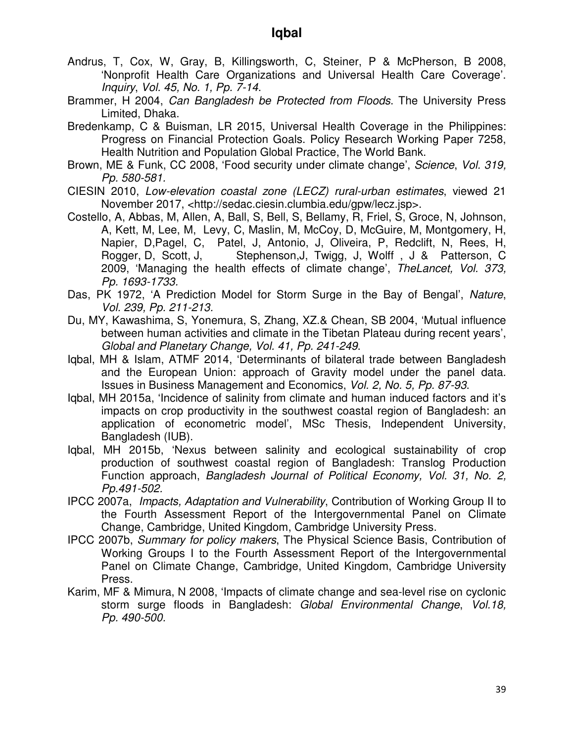Andrus, T, Cox, W, Gray, B, Killingsworth, C, Steiner, P & McPherson, B 2008, 'Nonprofit Health Care Organizations and Universal Health Care Coverage'. *Inquiry*, *Vol. 45, No. 1, Pp. 7-14*.

Brammer, H 2004, *Can Bangladesh be Protected from Floods*. The University Press Limited, Dhaka.

Bredenkamp, C & Buisman, LR 2015, Universal Health Coverage in the Philippines: Progress on Financial Protection Goals. Policy Research Working Paper 7258, Health Nutrition and Population Global Practice, The World Bank.

Brown, ME & Funk, CC 2008, 'Food security under climate change', *Science*, *Vol. 319, Pp. 580-581.*

CIESIN 2010, *Low-elevation coastal zone (LECZ) rural-urban estimates*, viewed 21 November 2017, <http://sedac.ciesin.clumbia.edu/gpw/lecz.jsp>.

Costello, A, Abbas, M, Allen, A, Ball, S, Bell, S, Bellamy, R, Friel, S, Groce, N, Johnson, A, Kett, M, Lee, M, Levy, C, Maslin, M, McCoy, D, McGuire, M, Montgomery, H, Napier, D,Pagel, C, Patel, J, Antonio, J, Oliveira, P, Redclift, N, Rees, H, Rogger, D, Scott, J, Stephenson,J, Twigg, J, Wolff , J & Patterson, C 2009, 'Managing the health effects of climate change', *TheLancet, Vol. 373, Pp. 1693-1733.*

Das, PK 1972, 'A Prediction Model for Storm Surge in the Bay of Bengal', *Nature*, *Vol. 239, Pp. 211-213.*

Du, MY, Kawashima, S, Yonemura, S, Zhang, XZ.& Chean, SB 2004, 'Mutual influence between human activities and climate in the Tibetan Plateau during recent years', *Global and Planetary Change, Vol. 41, Pp. 241-249*.

Iqbal, MH & Islam, ATMF 2014, 'Determinants of bilateral trade between Bangladesh and the European Union: approach of Gravity model under the panel data. Issues in Business Management and Economics, *Vol. 2, No. 5, Pp. 87-93*.

Iqbal, MH 2015a, 'Incidence of salinity from climate and human induced factors and it's impacts on crop productivity in the southwest coastal region of Bangladesh: an application of econometric model', MSc Thesis, Independent University, Bangladesh (IUB).

Iqbal, MH 2015b, 'Nexus between salinity and ecological sustainability of crop production of southwest coastal region of Bangladesh: Translog Production Function approach, *Bangladesh Journal of Political Economy, Vol. 31, No. 2, Pp.491-502.*

IPCC 2007a, *Impacts, Adaptation and Vulnerability*, Contribution of Working Group II to the Fourth Assessment Report of the Intergovernmental Panel on Climate Change, Cambridge, United Kingdom, Cambridge University Press.

IPCC 2007b, *Summary for policy makers*, The Physical Science Basis, Contribution of Working Groups I to the Fourth Assessment Report of the Intergovernmental Panel on Climate Change, Cambridge, United Kingdom, Cambridge University Press.

Karim, MF & Mimura, N 2008, 'Impacts of climate change and sea-level rise on cyclonic storm surge floods in Bangladesh: *Global Environmental Change*, *Vol.18, Pp. 490-500.*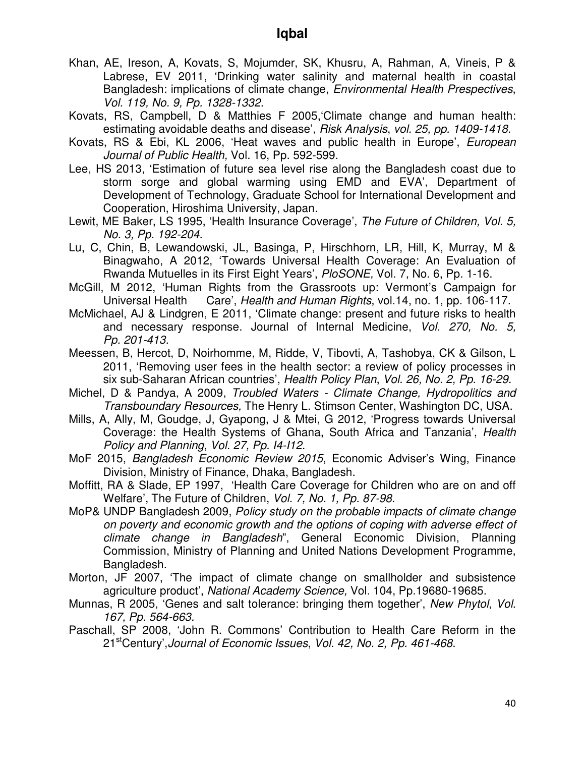Khan, AE, Ireson, A, Kovats, S, Mojumder, SK, Khusru, A, Rahman, A, Vineis, P & Labrese, EV 2011, 'Drinking water salinity and maternal health in coastal Bangladesh: implications of climate change, *Environmental Health Prespectives*, *Vol. 119, No. 9, Pp. 1328-1332*.

Kovats, RS, Campbell, D & Matthies F 2005,'Climate change and human health: estimating avoidable deaths and disease', *Risk Analysis*, *vol. 25, pp. 1409-1418*.

Kovats, RS & Ebi, KL 2006, 'Heat waves and public health in Europe', *European Journal of Public Health,* Vol. 16, Pp. 592-599.

Lee, HS 2013, 'Estimation of future sea level rise along the Bangladesh coast due to storm sorge and global warming using EMD and EVA', Department of Development of Technology, Graduate School for International Development and Cooperation, Hiroshima University, Japan.

Lewit, ME Baker, LS 1995, 'Health Insurance Coverage', *The Future of Children, Vol. 5, No. 3, Pp. 192-204.*

Lu, C, Chin, B, Lewandowski, JL, Basinga, P, Hirschhorn, LR, Hill, K, Murray, M & Binagwaho, A 2012, 'Towards Universal Health Coverage: An Evaluation of Rwanda Mutuelles in its First Eight Years', *PloSONE,* Vol. 7, No. 6, Pp. 1-16.

McGill, M 2012, 'Human Rights from the Grassroots up: Vermont's Campaign for Universal Health Care', *Health and Human Rights*, vol.14, no. 1, pp. 106-117.

McMichael, AJ & Lindgren, E 2011, 'Climate change: present and future risks to health and necessary response. Journal of Internal Medicine, *Vol. 270, No. 5, Pp. 201-413.*

Meessen, B, Hercot, D, Noirhomme, M, Ridde, V, Tibovti, A, Tashobya, CK & Gilson, L 2011, 'Removing user fees in the health sector: a review of policy processes in six sub-Saharan African countries', *Health Policy Plan*, *Vol. 26, No. 2, Pp. 16-29*.

Michel, D & Pandya, A 2009, *Troubled Waters - Climate Change, Hydropolitics and Transboundary Resources,* The Henry L. Stimson Center, Washington DC, USA.

Mills, A, Ally, M, Goudge, J, Gyapong, J & Mtei, G 2012, 'Progress towards Universal Coverage: the Health Systems of Ghana, South Africa and Tanzania', *Health Policy and Planning*, *Vol. 27, Pp. I4-I12*.

MoF 2015, *Bangladesh Economic Review 2015*, Economic Adviser's Wing, Finance Division, Ministry of Finance, Dhaka, Bangladesh.

Moffitt, RA & Slade, EP 1997, 'Health Care Coverage for Children who are on and off Welfare', The Future of Children, *Vol. 7, No. 1, Pp. 87-98*.

MoP& UNDP Bangladesh 2009, *Policy study on the probable impacts of climate change on poverty and economic growth and the options of coping with adverse effect of climate change in Bangladesh*", General Economic Division, Planning Commission, Ministry of Planning and United Nations Development Programme, Bangladesh.

Morton, JF 2007, 'The impact of climate change on smallholder and subsistence agriculture product', *National Academy Science,* Vol. 104, Pp.19680-19685.

Munnas, R 2005, 'Genes and salt tolerance: bringing them together', *New Phytol*, *Vol. 167, Pp. 564-663.*

Paschall, SP 2008, 'John R. Commons' Contribution to Health Care Reform in the 21st Century',*Journal of Economic Issues*, *Vol. 42, No. 2, Pp. 461-468*.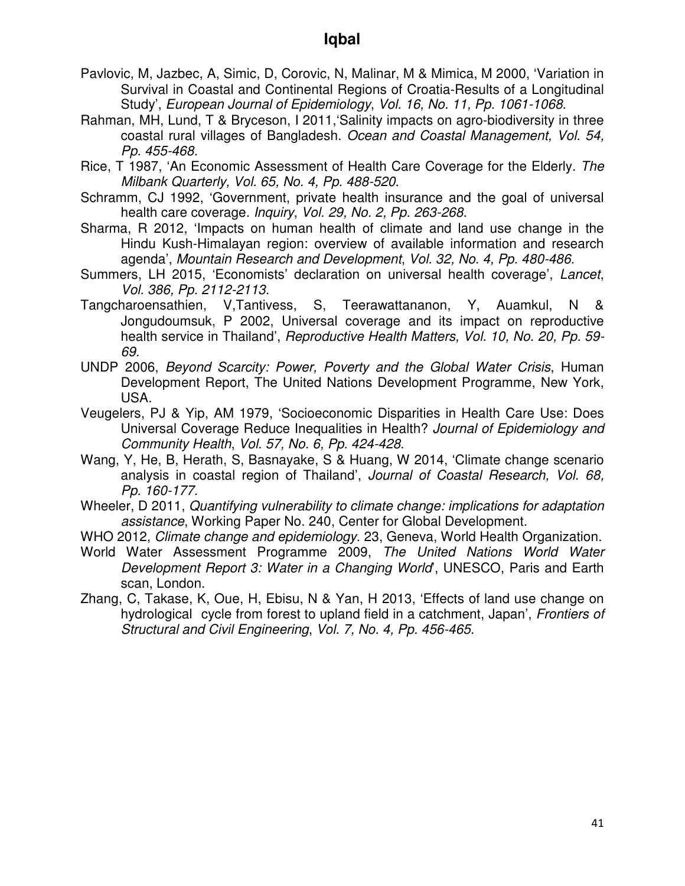Pavlovic, M, Jazbec, A, Simic, D, Corovic, N, Malinar, M & Mimica, M 2000, 'Variation in Survival in Coastal and Continental Regions of Croatia-Results of a Longitudinal Study', *European Journal of Epidemiology*, *Vol. 16, No. 11, Pp. 1061-1068*.

Rahman, MH, Lund, T & Bryceson, I 2011,'Salinity impacts on agro-biodiversity in three coastal rural villages of Bangladesh. *Ocean and Coastal Management, Vol. 54, Pp. 455-468*.

Rice, T 1987, 'An Economic Assessment of Health Care Coverage for the Elderly. *The Milbank Quarterly, Vol. 65, No. 4, Pp. 488-520*.

Schramm, CJ 1992, 'Government, private health insurance and the goal of universal health care coverage. *Inquiry*, *Vol. 29, No. 2, Pp. 263-268*.

Sharma, R 2012, 'Impacts on human health of climate and land use change in the Hindu Kush-Himalayan region: overview of available information and research agenda', *Mountain Research and Development*, *Vol. 32, No. 4, Pp. 480-486*.

Summers, LH 2015, 'Economists' declaration on universal health coverage', *Lancet*, *Vol. 386, Pp. 2112-2113*.

Tangcharoensathien, V,Tantivess, S, Teerawattananon, Y, Auamkul, N & Jongudoumsuk, P 2002, Universal coverage and its impact on reproductive health service in Thailand', *Reproductive Health Matters, Vol. 10, No. 20, Pp. 59-69.*

UNDP 2006, *Beyond Scarcity: Power, Poverty and the Global Water Crisis*, Human Development Report, The United Nations Development Programme, New York, USA.

Veugelers, PJ & Yip, AM 1979, 'Socioeconomic Disparities in Health Care Use: Does Universal Coverage Reduce Inequalities in Health? *Journal of Epidemiology and Community Health*, *Vol. 57, No. 6, Pp. 424-428*.

Wang, Y, He, B, Herath, S, Basnayake, S & Huang, W 2014, 'Climate change scenario analysis in coastal region of Thailand', *Journal of Coastal Research, Vol. 68, Pp. 160-177.*

Wheeler, D 2011, *Quantifying vulnerability to climate change: implications for adaptation assistance*, Working Paper No. 240, Center for Global Development.

WHO 2012, *Climate change and epidemiology*. 23, Geneva, World Health Organization.

World Water Assessment Programme 2009, *The United Nations World Water Development Report 3: Water in a Changing World*', UNESCO, Paris and Earth scan, London.

Zhang, C, Takase, K, Oue, H, Ebisu, N & Yan, H 2013, 'Effects of land use change on hydrological cycle from forest to upland field in a catchment, Japan', *Frontiers of Structural and Civil Engineering*, *Vol. 7, No. 4, Pp. 456-465*.